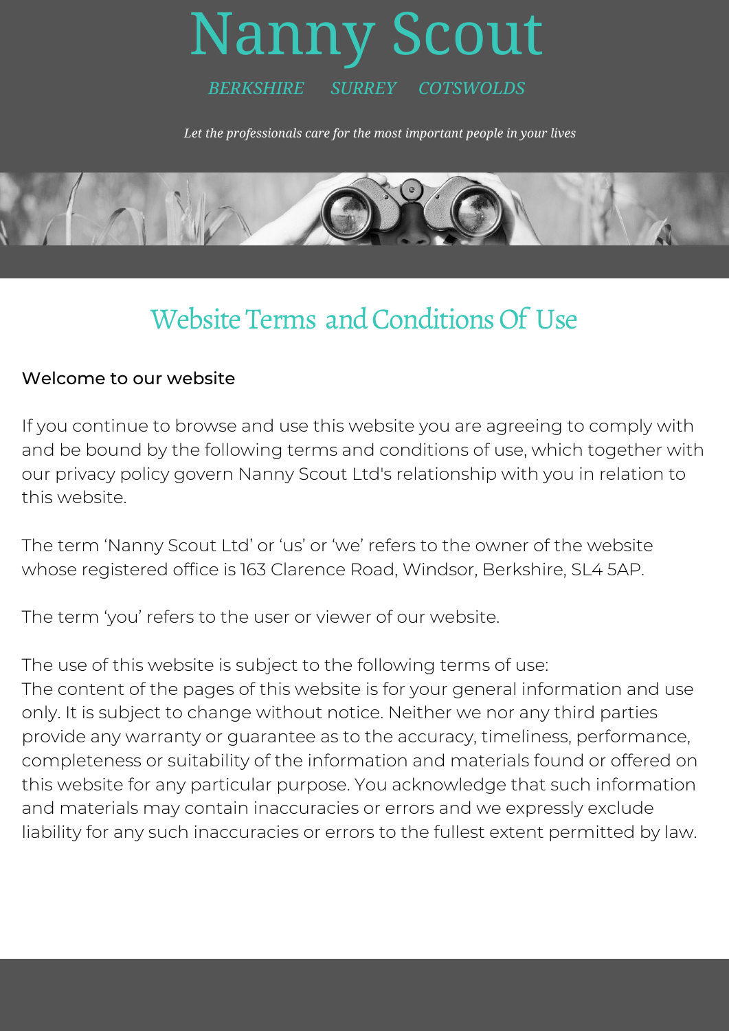# Nanny Scout

*BERKSHIRE SURREY COTSWOLDS*

*Let the professionals care for the most important people in your lives*

## Website Terms and Conditions Of Use

Welcome to our website

If you continue to browse and use this website you are agreeing to comply with and be bound by the following terms and conditions of use, which together with our privacy policy govern Nanny Scout Ltd's relationship with you in relation to this website.

The term 'Nanny Scout Ltd' or 'us' or 'we' refers to the owner of the website whose registered office is 163 Clarence Road, Windsor, Berkshire, SL4 5AP.

The term 'you' refers to the user or viewer of our website.

The use of this website is subject to the following terms of use:
The content of the pages of this website is for your general information and use only. It is subject to change without notice. Neither we nor any third parties provide any warranty or guarantee as to the accuracy, timeliness, performance, completeness or suitability of the information and materials found or offered on this website for any particular purpose. You acknowledge that such information and materials may contain inaccuracies or errors and we expressly exclude liability for any such inaccuracies or errors to the fullest extent permitted by law.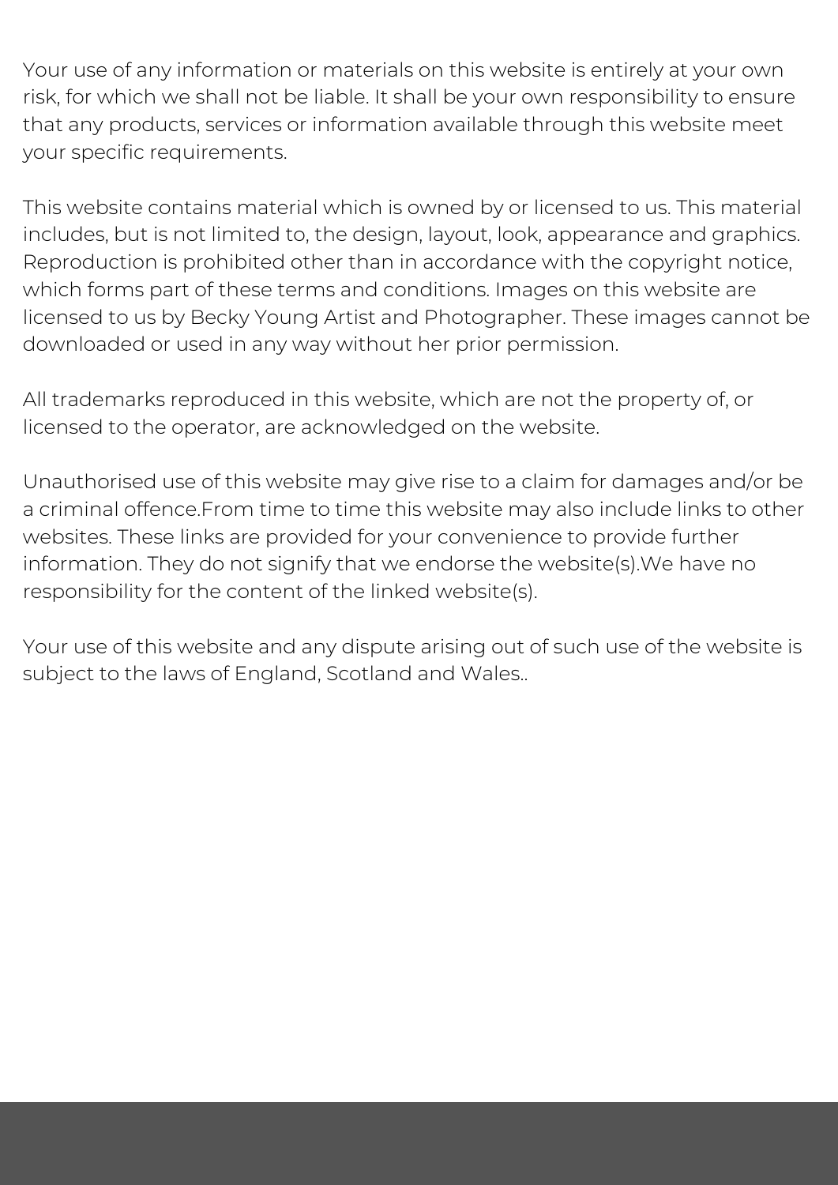Your use of any information or materials on this website is entirely at your own risk, for which we shall not be liable. It shall be your own responsibility to ensure that any products, services or information available through this website meet your specific requirements.

This website contains material which is owned by or licensed to us. This material includes, but is not limited to, the design, layout, look, appearance and graphics. Reproduction is prohibited other than in accordance with the copyright notice, which forms part of these terms and conditions. Images on this website are licensed to us by Becky Young Artist and Photographer. These images cannot be downloaded or used in any way without her prior permission.

All trademarks reproduced in this website, which are not the property of, or licensed to the operator, are acknowledged on the website.

Unauthorised use of this website may give rise to a claim for damages and/or be a criminal offence.From time to time this website may also include links to other websites. These links are provided for your convenience to provide further information. They do not signify that we endorse the website(s).We have no responsibility for the content of the linked website(s).

Your use of this website and any dispute arising out of such use of the website is subject to the laws of England, Scotland and Wales..